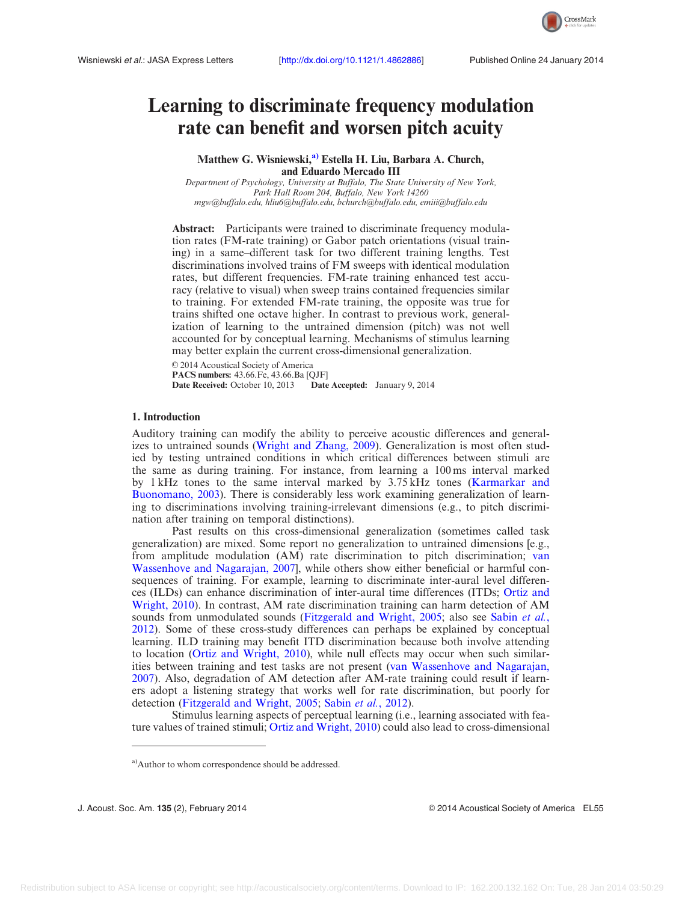# Learning to discriminate frequency modulation rate can benefit and worsen pitch acuity

**Matthew G. Wisniewski,[a] Estella H. Liu, Barbara A. Church, and Eduardo Mercado III**

*Department of Psychology, University at Buffalo, The State University of New York, Park Hall Room 204, Buffalo, New York 14260*
*mgw@buffalo.edu, hliu6@buffalo.edu, bchurch@buffalo.edu, emiii@buffalo.edu*

**Abstract:** Participants were trained to discriminate frequency modulation rates (FM-rate training) or Gabor patch orientations (visual training) in a same–different task for two different training lengths. Test discriminations involved trains of FM sweeps with identical modulation rates, but different frequencies. FM-rate training enhanced test accuracy (relative to visual) when sweep trains contained frequencies similar to training. For extended FM-rate training, the opposite was true for trains shifted one octave higher. In contrast to previous work, generalization of learning to the untrained dimension (pitch) was not well accounted for by conceptual learning. Mechanisms of stimulus learning may better explain the current cross-dimensional generalization.

© 2014 Acoustical Society of America
**PACS numbers:** 43.66.Fe, 43.66.Ba [QJF]
**Date Received:** October 10, 2013 **Date Accepted:** January 9, 2014

## 1. Introduction

Auditory training can modify the ability to perceive acoustic differences and generalizes to untrained sounds (Wright and Zhang, 2009). Generalization is most often studied by testing untrained conditions in which critical differences between stimuli are the same as during training. For instance, from learning a 100 ms interval marked by 1 kHz tones to the same interval marked by 3.75 kHz tones (Karmarkar and Buonomano, 2003). There is considerably less work examining generalization of learning to discriminations involving training-irrelevant dimensions (e.g., to pitch discrimination after training on temporal distinctions).

Past results on this cross-dimensional generalization (sometimes called task generalization) are mixed. Some report no generalization to untrained dimensions [e.g., from amplitude modulation (AM) rate discrimination to pitch discrimination; van Wassenhove and Nagarajan, 2007], while others show either beneficial or harmful consequences of training. For example, learning to discriminate inter-aural level differences (ILDs) can enhance discrimination of inter-aural time differences (ITDs; Ortiz and Wright, 2010). In contrast, AM rate discrimination training can harm detection of AM sounds from unmodulated sounds (Fitzgerald and Wright, 2005; also see Sabin *et al.*, 2012). Some of these cross-study differences can perhaps be explained by conceptual learning. ILD training may benefit ITD discrimination because both involve attending to location (Ortiz and Wright, 2010), while null effects may occur when such similarities between training and test tasks are not present (van Wassenhove and Nagarajan, 2007). Also, degradation of AM detection after AM-rate training could result if learners adopt a listening strategy that works well for rate discrimination, but poorly for detection (Fitzgerald and Wright, 2005; Sabin *et al.*, 2012).

Stimulus learning aspects of perceptual learning (i.e., learning associated with feature values of trained stimuli; Ortiz and Wright, 2010) could also lead to cross-dimensional

[a] Author to whom correspondence should be addressed.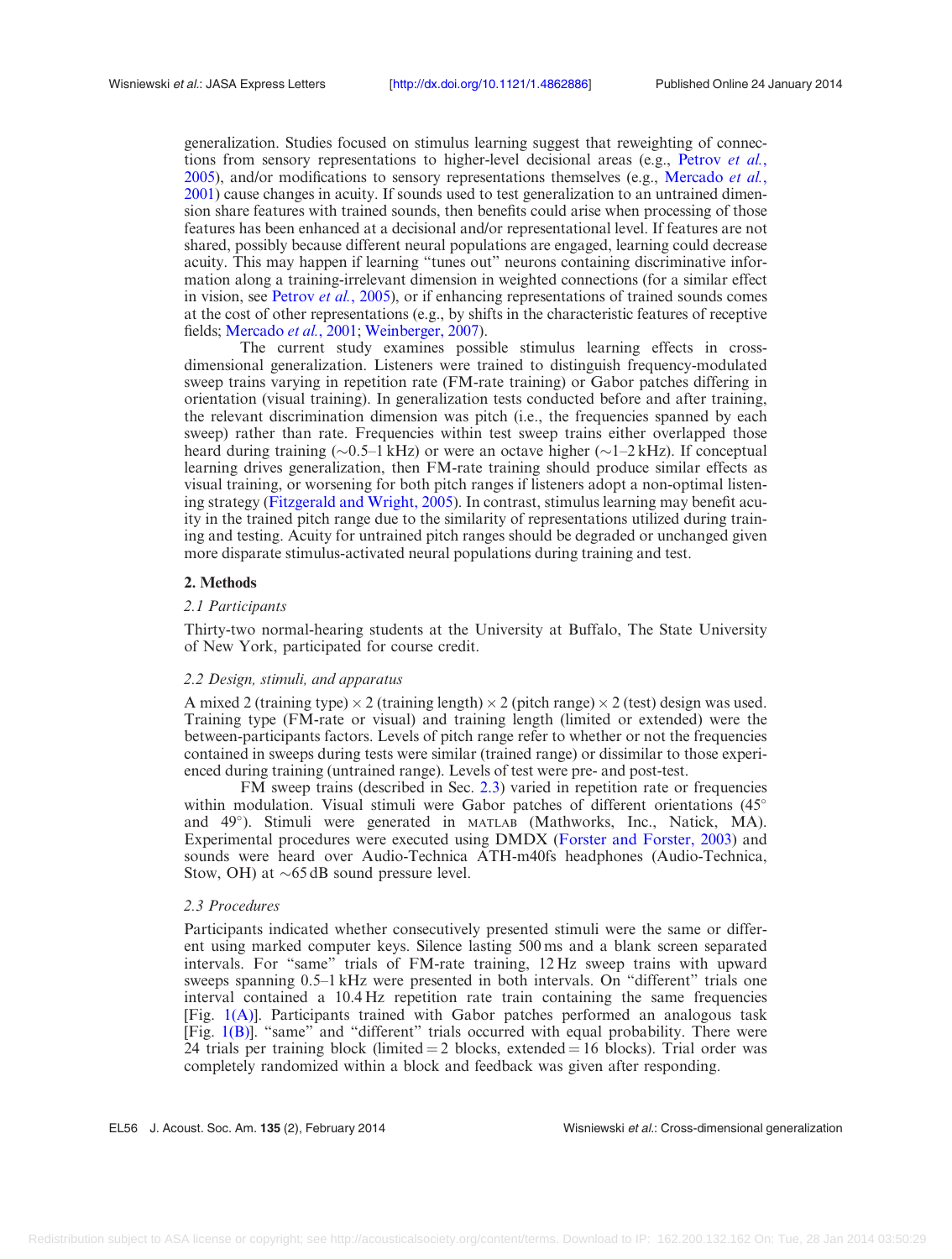generalization. Studies focused on stimulus learning suggest that reweighting of connections from sensory representations to higher-level decisional areas (e.g., Petrov *et al.*, 2005), and/or modifications to sensory representations themselves (e.g., Mercado *et al.*, 2001) cause changes in acuity. If sounds used to test generalization to an untrained dimension share features with trained sounds, then benefits could arise when processing of those features has been enhanced at a decisional and/or representational level. If features are not shared, possibly because different neural populations are engaged, learning could decrease acuity. This may happen if learning "tunes out" neurons containing discriminative information along a training-irrelevant dimension in weighted connections (for a similar effect in vision, see Petrov *et al.*, 2005), or if enhancing representations of trained sounds comes at the cost of other representations (e.g., by shifts in the characteristic features of receptive fields; Mercado *et al.*, 2001; Weinberger, 2007).

The current study examines possible stimulus learning effects in cross-dimensional generalization. Listeners were trained to distinguish frequency-modulated sweep trains varying in repetition rate (FM-rate training) or Gabor patches differing in orientation (visual training). In generalization tests conducted before and after training, the relevant discrimination dimension was pitch (i.e., the frequencies spanned by each sweep) rather than rate. Frequencies within test sweep trains either overlapped those heard during training (∼0.5–1 kHz) or were an octave higher (∼1–2 kHz). If conceptual learning drives generalization, then FM-rate training should produce similar effects as visual training, or worsening for both pitch ranges if listeners adopt a non-optimal listening strategy (Fitzgerald and Wright, 2005). In contrast, stimulus learning may benefit acuity in the trained pitch range due to the similarity of representations utilized during training and testing. Acuity for untrained pitch ranges should be degraded or unchanged given more disparate stimulus-activated neural populations during training and test.

## 2. Methods

### *2.1 Participants*

Thirty-two normal-hearing students at the University at Buffalo, The State University of New York, participated for course credit.

### *2.2 Design, stimuli, and apparatus*

A mixed 2 (training type) × 2 (training length) × 2 (pitch range) × 2 (test) design was used. Training type (FM-rate or visual) and training length (limited or extended) were the between-participants factors. Levels of pitch range refer to whether or not the frequencies contained in sweeps during tests were similar (trained range) or dissimilar to those experienced during training (untrained range). Levels of test were pre- and post-test.

FM sweep trains (described in Sec. 2.3) varied in repetition rate or frequencies within modulation. Visual stimuli were Gabor patches of different orientations (45° and 49°). Stimuli were generated in MATLAB (Mathworks, Inc., Natick, MA). Experimental procedures were executed using DMDX (Forster and Forster, 2003) and sounds were heard over Audio-Technica ATH-m40fs headphones (Audio-Technica, Stow, OH) at ∼65 dB sound pressure level.

### *2.3 Procedures*

Participants indicated whether consecutively presented stimuli were the same or different using marked computer keys. Silence lasting 500 ms and a blank screen separated intervals. For "same" trials of FM-rate training, 12 Hz sweep trains with upward sweeps spanning 0.5–1 kHz were presented in both intervals. On "different" trials one interval contained a 10.4 Hz repetition rate train containing the same frequencies [Fig. 1(A)]. Participants trained with Gabor patches performed an analogous task [Fig. 1(B)]. "same" and "different" trials occurred with equal probability. There were 24 trials per training block (limited = 2 blocks, extended = 16 blocks). Trial order was completely randomized within a block and feedback was given after responding.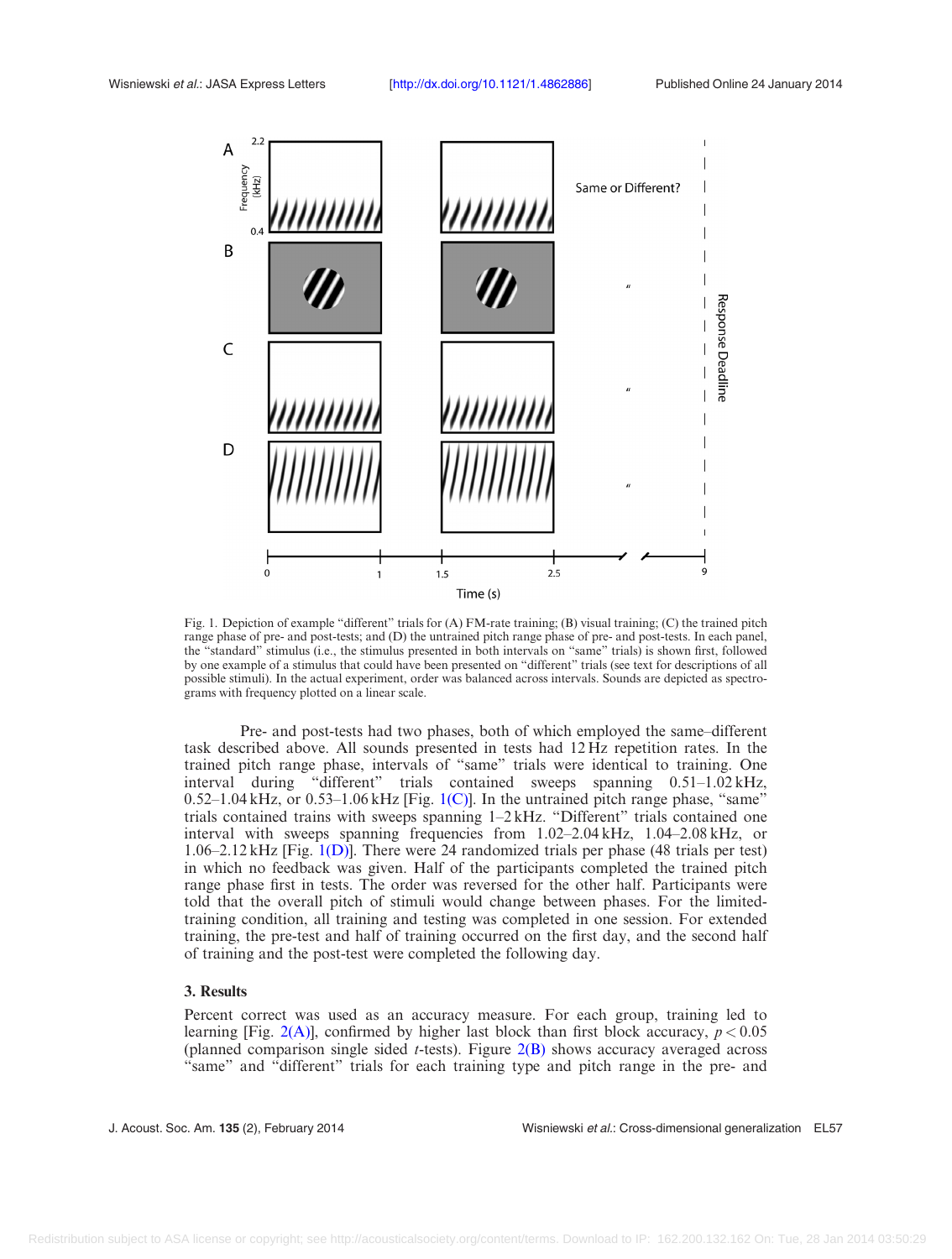A

2.2

Frequency (kHz)

0.4

Same or Different?

B

"

C

"

D

"

Response Deadline

0

1

1.5

2.5

9

Time (s)

Fig. 1. Depiction of example "different" trials for (A) FM-rate training; (B) visual training; (C) the trained pitch range phase of pre- and post-tests; and (D) the untrained pitch range phase of pre- and post-tests. In each panel, the "standard" stimulus (i.e., the stimulus presented in both intervals on "same" trials) is shown first, followed by one example of a stimulus that could have been presented on "different" trials (see text for descriptions of all possible stimuli). In the actual experiment, order was balanced across intervals. Sounds are depicted as spectrograms with frequency plotted on a linear scale.

Pre- and post-tests had two phases, both of which employed the same–different task described above. All sounds presented in tests had 12 Hz repetition rates. In the trained pitch range phase, intervals of "same" trials were identical to training. One interval during "different" trials contained sweeps spanning 0.51–1.02 kHz, 0.52–1.04 kHz, or 0.53–1.06 kHz [Fig. 1(C)]. In the untrained pitch range phase, "same" trials contained trains with sweeps spanning 1–2 kHz. "Different" trials contained one interval with sweeps spanning frequencies from 1.02–2.04 kHz, 1.04–2.08 kHz, or 1.06–2.12 kHz [Fig. 1(D)]. There were 24 randomized trials per phase (48 trials per test) in which no feedback was given. Half of the participants completed the trained pitch range phase first in tests. The order was reversed for the other half. Participants were told that the overall pitch of stimuli would change between phases. For the limited-training condition, all training and testing was completed in one session. For extended training, the pre-test and half of training occurred on the first day, and the second half of training and the post-test were completed the following day.

### 3. Results

Percent correct was used as an accuracy measure. For each group, training led to learning [Fig. 2(A)], confirmed by higher last block than first block accuracy, $p < 0.05$ (planned comparison single sided *t*-tests). Figure 2(B) shows accuracy averaged across "same" and "different" trials for each training type and pitch range in the pre- and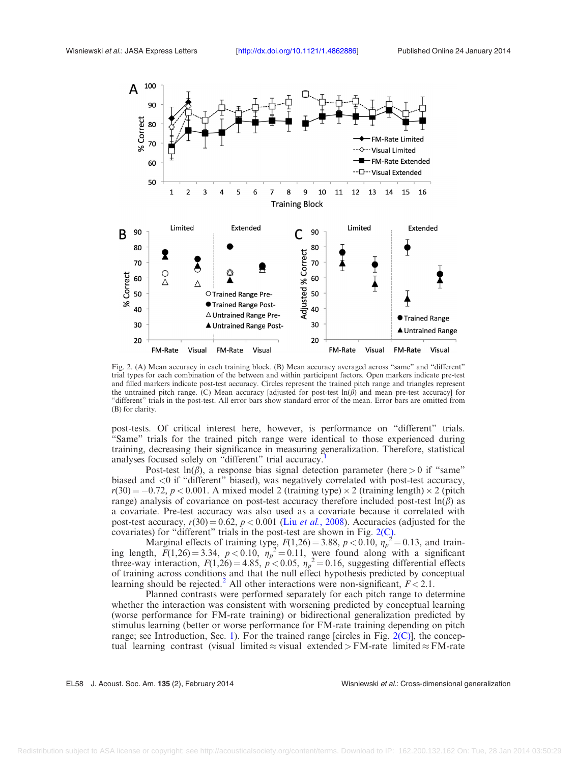A

100

90

80

70

60

50

% Correct

1 2 3 4 5 6 7 8 9 10 11 12 13 14 15 16

Training Block

FM-Rate Limited

Visual Limited

FM-Rate Extended

Visual Extended

B

Limited

Extended

90

80

70

60

50

40

30

20

% Correct

FM-Rate Visual FM-Rate Visual

Trained Range Pre-

Trained Range Post-

Untrained Range Pre-

Untrained Range Post-

C

Limited

Extended

90

80

70

60

50

40

30

20

Adjusted % Correct

FM-Rate Visual FM-Rate Visual

Trained Range

Untrained Range

Fig. 2. (A) Mean accuracy in each training block. (B) Mean accuracy averaged across "same" and "different" trial types for each combination of the between and within participant factors. Open markers indicate pre-test and filled markers indicate post-test accuracy. Circles represent the trained pitch range and triangles represent the untrained pitch range. (C) Mean accuracy [adjusted for post-test $\ln(\beta)$ and mean pre-test accuracy] for "different" trials in the post-test. All error bars show standard error of the mean. Error bars are omitted from (B) for clarity.

post-tests. Of critical interest here, however, is performance on "different" trials. "Same" trials for the trained pitch range were identical to those experienced during training, decreasing their significance in measuring generalization. Therefore, statistical analyses focused solely on "different" trial accuracy.[1]

Post-test $\ln(\beta)$, a response bias signal detection parameter (here $>0$ if "same" biased and $<0$ if "different" biased), was negatively correlated with post-test accuracy, $r(30) = -0.72$, $p < 0.001$. A mixed model 2 (training type) $\times$ 2 (training length) $\times$ 2 (pitch range) analysis of covariance on post-test accuracy therefore included post-test $\ln(\beta)$ as a covariate. Pre-test accuracy was also used as a covariate because it correlated with post-test accuracy, $r(30) = 0.62$, $p < 0.001$ (Liu *et al.*, 2008). Accuracies (adjusted for the covariates) for "different" trials in the post-test are shown in Fig. 2(C).

Marginal effects of training type, $F(1,26) = 3.88$, $p < 0.10$, $\eta_p^2 = 0.13$, and training length, $F(1,26) = 3.34$, $p < 0.10$, $\eta_p^2 = 0.11$, were found along with a significant three-way interaction, $F(1,26) = 4.85$, $p < 0.05$, $\eta_p^2 = 0.16$, suggesting differential effects of training across conditions and that the null effect hypothesis predicted by conceptual learning should be rejected.[2] All other interactions were non-significant, $F < 2.1$.

Planned contrasts were performed separately for each pitch range to determine whether the interaction was consistent with worsening predicted by conceptual learning (worse performance for FM-rate training) or bidirectional generalization predicted by stimulus learning (better or worse performance for FM-rate training depending on pitch range; see Introduction, Sec. 1). For the trained range [circles in Fig. 2(C)], the conceptual learning contrast (visual limited $\approx$ visual extended $>$ FM-rate limited $\approx$ FM-rate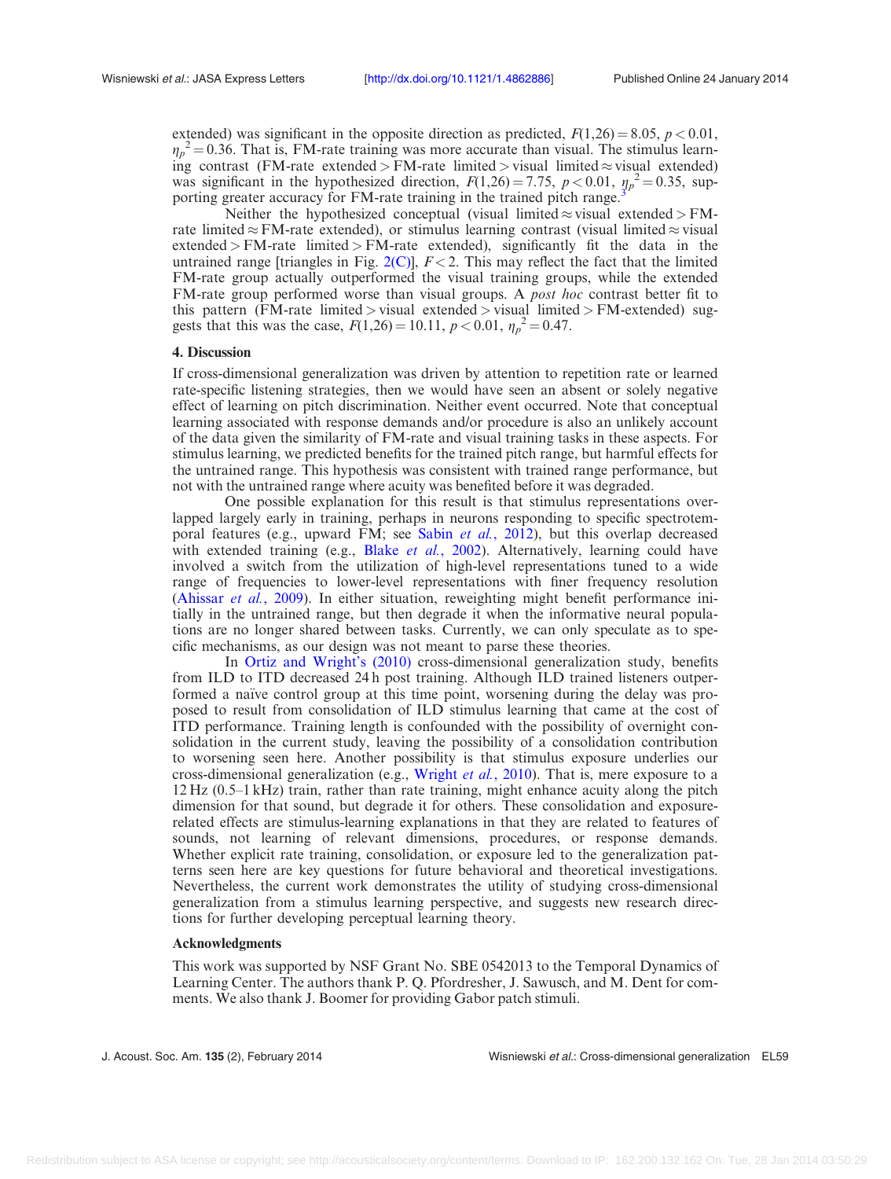extended) was significant in the opposite direction as predicted, $F(1,26) = 8.05$, $p < 0.01$, $\eta_p^2 = 0.36$. That is, FM-rate training was more accurate than visual. The stimulus learning contrast (FM-rate extended > FM-rate limited > visual limited ≈ visual extended) was significant in the hypothesized direction, $F(1,26) = 7.75$, $p < 0.01$, $\eta_p^2 = 0.35$, supporting greater accuracy for FM-rate training in the trained pitch range.[3]

Neither the hypothesized conceptual (visual limited ≈ visual extended > FM-rate limited ≈ FM-rate extended), or stimulus learning contrast (visual limited ≈ visual extended > FM-rate limited > FM-rate extended), significantly fit the data in the untrained range [triangles in Fig. 2(C)], $F < 2$. This may reflect the fact that the limited FM-rate group actually outperformed the visual training groups, while the extended FM-rate group performed worse than visual groups. A *post hoc* contrast better fit to this pattern (FM-rate limited > visual extended > visual limited > FM-extended) suggests that this was the case, $F(1,26) = 10.11$, $p < 0.01$, $\eta_p^2 = 0.47$.

## 4. Discussion

If cross-dimensional generalization was driven by attention to repetition rate or learned rate-specific listening strategies, then we would have seen an absent or solely negative effect of learning on pitch discrimination. Neither event occurred. Note that conceptual learning associated with response demands and/or procedure is also an unlikely account of the data given the similarity of FM-rate and visual training tasks in these aspects. For stimulus learning, we predicted benefits for the trained pitch range, but harmful effects for the untrained range. This hypothesis was consistent with trained range performance, but not with the untrained range where acuity was benefited before it was degraded.

One possible explanation for this result is that stimulus representations overlapped largely early in training, perhaps in neurons responding to specific spectrotemporal features (e.g., upward FM; see Sabin *et al.*, 2012), but this overlap decreased with extended training (e.g., Blake *et al.*, 2002). Alternatively, learning could have involved a switch from the utilization of high-level representations tuned to a wide range of frequencies to lower-level representations with finer frequency resolution (Ahissar *et al.*, 2009). In either situation, reweighting might benefit performance initially in the untrained range, but then degrade it when the informative neural populations are no longer shared between tasks. Currently, we can only speculate as to specific mechanisms, as our design was not meant to parse these theories.

In Ortiz and Wright's (2010) cross-dimensional generalization study, benefits from ILD to ITD decreased 24 h post training. Although ILD trained listeners outperformed a naïve control group at this time point, worsening during the delay was proposed to result from consolidation of ILD stimulus learning that came at the cost of ITD performance. Training length is confounded with the possibility of overnight consolidation in the current study, leaving the possibility of a consolidation contribution to worsening seen here. Another possibility is that stimulus exposure underlies our cross-dimensional generalization (e.g., Wright *et al.*, 2010). That is, mere exposure to a 12 Hz (0.5–1 kHz) train, rather than rate training, might enhance acuity along the pitch dimension for that sound, but degrade it for others. These consolidation and exposure-related effects are stimulus-learning explanations in that they are related to features of sounds, not learning of relevant dimensions, procedures, or response demands. Whether explicit rate training, consolidation, or exposure led to the generalization patterns seen here are key questions for future behavioral and theoretical investigations. Nevertheless, the current work demonstrates the utility of studying cross-dimensional generalization from a stimulus learning perspective, and suggests new research directions for further developing perceptual learning theory.

### Acknowledgments

This work was supported by NSF Grant No. SBE 0542013 to the Temporal Dynamics of Learning Center. The authors thank P. Q. Pfordresher, J. Sawusch, and M. Dent for comments. We also thank J. Boomer for providing Gabor patch stimuli.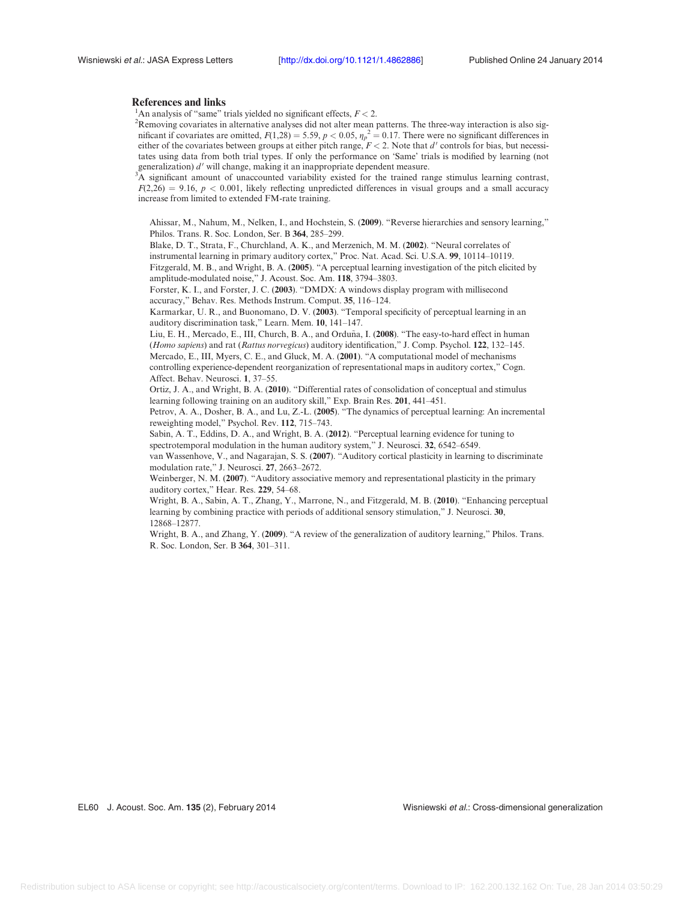## References and links

[1]An analysis of "same" trials yielded no significant effects, $F < 2$.

[2]Removing covariates in alternative analyses did not alter mean patterns. The three-way interaction is also significant if covariates are omitted, $F(1,28) = 5.59$, $p < 0.05$, $\eta_p^2 = 0.17$. There were no significant differences in either of the covariates between groups at either pitch range, $F < 2$. Note that $d'$ controls for bias, but necessitates using data from both trial types. If only the performance on 'Same' trials is modified by learning (not generalization) $d'$ will change, making it an inappropriate dependent measure.

[3]A significant amount of unaccounted variability existed for the trained range stimulus learning contrast, $F(2,26) = 9.16$, $p < 0.001$, likely reflecting unpredicted differences in visual groups and a small accuracy increase from limited to extended FM-rate training.

Ahissar, M., Nahum, M., Nelken, I., and Hochstein, S. (**2009**). "Reverse hierarchies and sensory learning," Philos. Trans. R. Soc. London, Ser. B **364**, 285–299.

Blake, D. T., Strata, F., Churchland, A. K., and Merzenich, M. M. (**2002**). "Neural correlates of instrumental learning in primary auditory cortex," Proc. Nat. Acad. Sci. U.S.A. **99**, 10114–10119.

Fitzgerald, M. B., and Wright, B. A. (**2005**). "A perceptual learning investigation of the pitch elicited by amplitude-modulated noise," J. Acoust. Soc. Am. **118**, 3794–3803.

Forster, K. I., and Forster, J. C. (**2003**). "DMDX: A windows display program with millisecond accuracy," Behav. Res. Methods Instrum. Comput. **35**, 116–124.

Karmarkar, U. R., and Buonomano, D. V. (**2003**). "Temporal specificity of perceptual learning in an auditory discrimination task," Learn. Mem. **10**, 141–147.

Liu, E. H., Mercado, E., III, Church, B. A., and Orduña, I. (**2008**). "The easy-to-hard effect in human (*Homo sapiens*) and rat (*Rattus norvegicus*) auditory identification," J. Comp. Psychol. **122**, 132–145.

Mercado, E., III, Myers, C. E., and Gluck, M. A. (**2001**). "A computational model of mechanisms controlling experience-dependent reorganization of representational maps in auditory cortex," Cogn. Affect. Behav. Neurosci. **1**, 37–55.

Ortiz, J. A., and Wright, B. A. (**2010**). "Differential rates of consolidation of conceptual and stimulus learning following training on an auditory skill," Exp. Brain Res. **201**, 441–451.

Petrov, A. A., Dosher, B. A., and Lu, Z.-L. (**2005**). "The dynamics of perceptual learning: An incremental reweighting model," Psychol. Rev. **112**, 715–743.

Sabin, A. T., Eddins, D. A., and Wright, B. A. (**2012**). "Perceptual learning evidence for tuning to spectrotemporal modulation in the human auditory system," J. Neurosci. **32**, 6542–6549.

van Wassenhove, V., and Nagarajan, S. S. (**2007**). "Auditory cortical plasticity in learning to discriminate modulation rate," J. Neurosci. **27**, 2663–2672.

Weinberger, N. M. (**2007**). "Auditory associative memory and representational plasticity in the primary auditory cortex," Hear. Res. **229**, 54–68.

Wright, B. A., Sabin, A. T., Zhang, Y., Marrone, N., and Fitzgerald, M. B. (**2010**). "Enhancing perceptual learning by combining practice with periods of additional sensory stimulation," J. Neurosci. **30**, 12868–12877.

Wright, B. A., and Zhang, Y. (**2009**). "A review of the generalization of auditory learning," Philos. Trans. R. Soc. London, Ser. B **364**, 301–311.